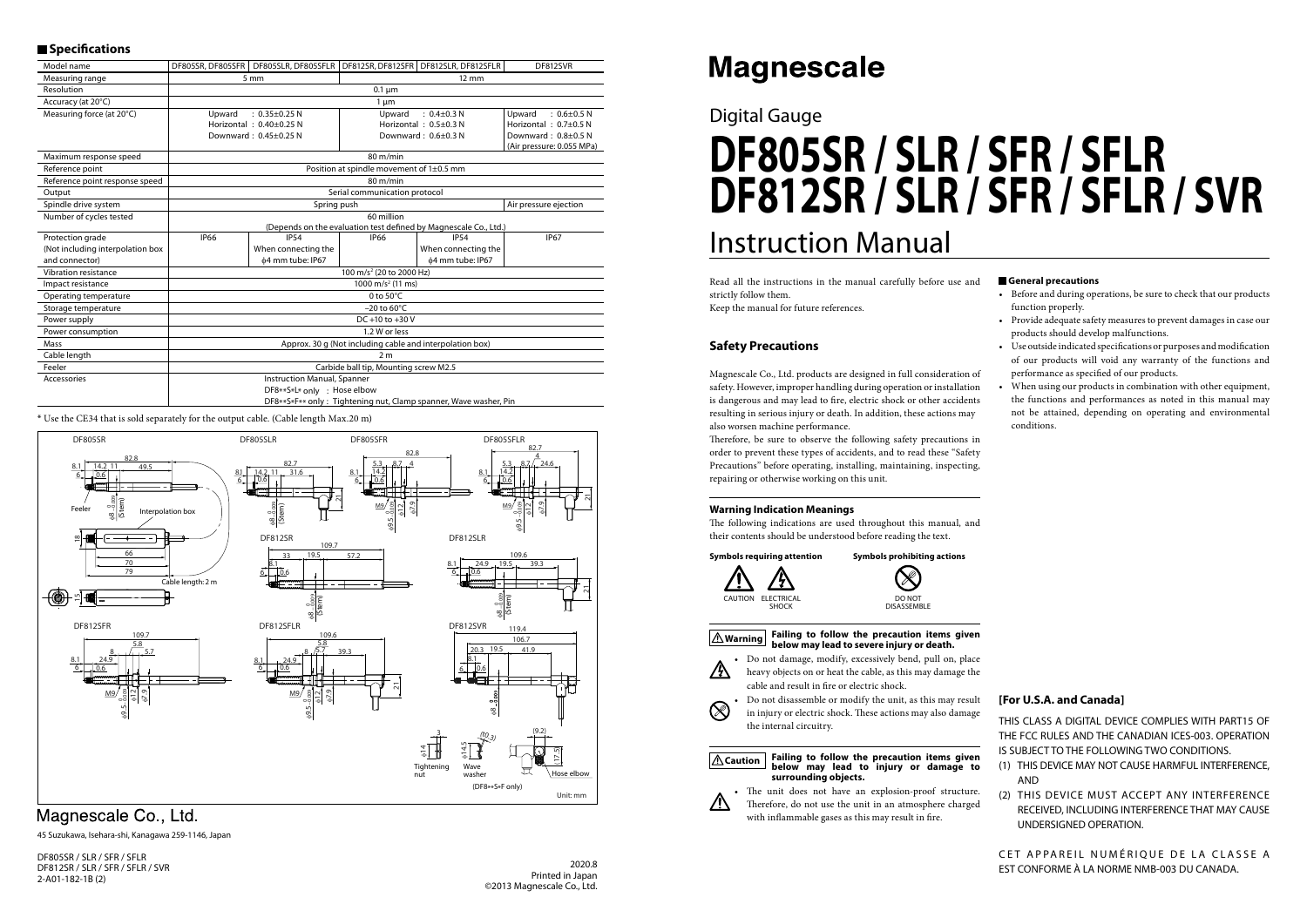# Magnescale

## Digital Gauge

# DF805SR / SLR / SFR / SFLR
# DF812SR / SLR / SFR / SFLR / SVR

# Instruction Manual

Read all the instructions in the manual carefully before use and strictly follow them.
Keep the manual for future references.

## Safety Precautions

Magnescale Co., Ltd. products are designed in full consideration of safety. However, improper handling during operation or installation is dangerous and may lead to fire, electric shock or other accidents resulting in serious injury or death. In addition, these actions may also worsen machine performance.

Therefore, be sure to observe the following safety precautions in order to prevent these types of accidents, and to read these "Safety Precautions" before operating, installing, maintaining, inspecting, repairing or otherwise working on this unit.

### Warning Indication Meanings

The following indications are used throughout this manual, and their contents should be understood before reading the text.

**Symbols requiring attention**: CAUTION, ELECTRICAL SHOCK

**Symbols prohibiting actions**: DO NOT DISASSEMBLE

**⚠Warning** **Failing to follow the precaution items given below may lead to severe injury or death.**

- Do not damage, modify, excessively bend, pull on, place heavy objects on or heat the cable, as this may damage the cable and result in fire or electric shock.
- Do not disassemble or modify the unit, as this may result in injury or electric shock. These actions may also damage the internal circuitry.

**⚠Caution** **Failing to follow the precaution items given below may lead to injury or damage to surrounding objects.**

- The unit does not have an explosion-proof structure. Therefore, do not use the unit in an atmosphere charged with inflammable gases as this may result in fire.

### General precautions

- Before and during operations, be sure to check that our products function properly.
- Provide adequate safety measures to prevent damages in case our products should develop malfunctions.
- Use outside indicated specifications or purposes and modification of our products will void any warranty of the functions and performance as specified of our products.
- When using our products in combination with other equipment, the functions and performances as noted in this manual may not be attained, depending on operating and environmental conditions.

### [For U.S.A. and Canada]

THIS CLASS A DIGITAL DEVICE COMPLIES WITH PART15 OF THE FCC RULES AND THE CANADIAN ICES-003. OPERATION IS SUBJECT TO THE FOLLOWING TWO CONDITIONS.

(1) THIS DEVICE MAY NOT CAUSE HARMFUL INTERFERENCE, AND
(2) THIS DEVICE MUST ACCEPT ANY INTERFERENCE RECEIVED, INCLUDING INTERFERENCE THAT MAY CAUSE UNDERSIGNED OPERATION.

CET APPAREIL NUMÉRIQUE DE LA CLASSE A EST CONFORME À LA NORME NMB-003 DU CANADA.

## Specifications

| Model name | DF805SR, DF805SFR | DF805SLR, DF805SFLR | DF812SR, DF812SFR | DF812SLR, DF812SFLR | DF812SVR |
|---|---|---|---|---|---|
| Measuring range | 5 mm | | 12 mm | | |
| Resolution | 0.1 μm | | | | |
| Accuracy (at 20°C) | 1 μm | | | | |
| Measuring force (at 20°C) | Upward : 0.35±0.25 N<br>Horizontal : 0.40±0.25 N<br>Downward : 0.45±0.25 N | | Upward : 0.4±0.3 N<br>Horizontal : 0.5±0.3 N<br>Downward : 0.6±0.3 N | | Upward : 0.6±0.5 N<br>Horizontal : 0.7±0.5 N<br>Downward : 0.8±0.5 N<br>(Air pressure: 0.055 MPa) |
| Maximum response speed | 80 m/min | | | | |
| Reference point | Position at spindle movement of 1±0.5 mm | | | | |
| Reference point response speed | 80 m/min | | | | |
| Output | Serial communication protocol | | | | |
| Spindle drive system | Spring push | | | | Air pressure ejection |
| Number of cycles tested | 60 million<br>(Depends on the evaluation test defined by Magnescale Co., Ltd.) | | | | |
| Protection grade<br>(Not including interpolation box and connector) | IP66 | IP54<br>When connecting the ϕ4 mm tube: IP67 | IP66 | IP54<br>When connecting the ϕ4 mm tube: IP67 | IP67 |
| Vibration resistance | 100 $m/s^2$ (20 to 2000 Hz) | | | | |
| Impact resistance | 1000 $m/s^2$ (11 ms) | | | | |
| Operating temperature | 0 to 50°C | | | | |
| Storage temperature | –20 to 60°C | | | | |
| Power supply | DC +10 to +30 V | | | | |
| Power consumption | 1.2 W or less | | | | |
| Mass | Approx. 30 g (Not including cable and interpolation box) | | | | |
| Cable length | 2 m | | | | |
| Feeler | Carbide ball tip, Mounting screw M2.5 | | | | |
| Accessories | Instruction Manual, Spanner<br>DF8**S*L* only : Hose elbow<br>DF8**S*F** only : Tightening nut, Clamp spanner, Wave washer, Pin | | | | |

\* Use the CE34 that is sold separately for the output cable. (Cable length Max.20 m)

DF805SR, DF805SLR, DF805SFR, DF805SFLR, DF812SR, DF812SLR, DF812SFR, DF812SFLR, DF812SVR

Feeler, Interpolation box, Cable length: 2 m, Tightening nut, Wave washer, Hose elbow (DF8**S*F only)

Unit: mm

Magnescale Co., Ltd.

45 Suzukawa, Isehara-shi, Kanagawa 259-1146, Japan

DF805SR / SLR / SFR / SFLR
DF812SR / SLR / SFR / SFLR / SVR
2-A01-182-1B (2)

2020.8
Printed in Japan
©2013 Magnescale Co., Ltd.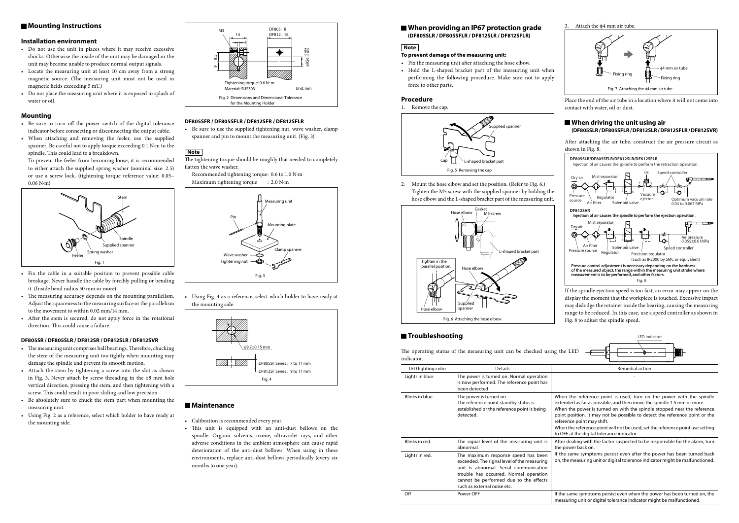## Mounting Instructions

### Installation environment

- Do not use the unit in places where it may receive excessive shocks. Otherwise the inside of the unit may be damaged or the unit may become unable to produce normal output signals.
- Locate the measuring unit at least 10 cm away from a strong magnetic source. (The measuring unit must not be used in magnetic fields exceeding 5 mT.)
- Do not place the measuring unit where it is exposed to splash of water or oil.

### Mounting

- Be sure to turn off the power switch of the digital tolerance indicator before connecting or disconnecting the output cable.
- When attaching and removing the feeler, use the supplied spanner. Be careful not to apply torque exceeding 0.1 N·m to the spindle. This could lead to a breakdown.
  To prevent the feeler from becoming loose, it is recommended to either attach the supplied spring washer (nominal size: 2.5) or use a screw lock. (tightening torque reference value: 0.05–0.06 N·m)

Stem
Spindle
Supplied spanner
Spring washer
Feeler
Fig. 1

- Fix the cable in a suitable position to prevent possible cable breakage. Never handle the cable by forcibly pulling or bending it. (Inside bend radius 50 mm or more)
- The measuring accuracy depends on the mounting parallelism. Adjust the squareness to the measuring surface or the parallelism to the movement to within 0.02 mm/14 mm.
- After the stem is secured, do not apply force in the rotational direction. This could cause a failure.

#### DF805SR / DF805SLR / DF812SR / DF812SLR / DF812SVR

- The measuring unit comprises ball bearings. Therefore, chucking the stem of the measuring unit too tightly when mounting may damage the spindle and prevent its smooth motion.
- Attach the stem by tightening a screw into the slot as shown in Fig. 3. Never attach by screw threading in the ϕ8 mm hole vertical direction, pressing the stem, and then tightening with a screw. This could result in poor sliding and low precision.
- Be absolutely sure to chuck the stem part when mounting the measuring unit.
- Using Fig. 2 as a reference, select which holder to have ready at the mounting side.

M3
14
DF805 : 8
DF812 : 18
9
8.5
ϕ8G6 +0.014 / +0.005
Tightening torque: 0.6 N·m
Material: SUS303
Unit: mm
Fig. 2 Dimensions and Dimensional Tolerance for the Mounting Holder

#### DF805SFR / DF805SFLR / DF812SFR / DF812SFLR

- Be sure to use the supplied tightening nut, wave washer, clamp spanner and pin to mount the measuring unit. (Fig. 3)

**Note**

The tightening torque should be roughly that needed to completely flatten the wave washer.

Recommended tightening torque: 0.6 to 1.0 N·m
Maximum tightening torque : 2.0 N·m

Measuring unit
Pin
Mounting plate
Clamp spanner
Wave washer
Tightening nut
Fig. 3

- Using Fig. 4 as a reference, select which holder to have ready at the mounting side.

ϕ9.7±0.15 mm
DF805SF Series : 7 to 11 mm
DF812SF Series : 9 to 11 mm
Fig. 4

## Maintenance

- Calibration is recommended every year.
- This unit is equipped with an anti-dust bellows on the spindle. Organic solvents, ozone, ultraviolet rays, and other adverse conditions in the ambient atmosphere can cause rapid deterioration of the anti-dust bellows. When using in these environments, replace anti-dust bellows periodically (every six months to one year).

## When providing an IP67 protection grade
**(DF805SLR / DF805SFLR / DF812SLR / DF812SFLR)**

**Note**

**To prevent damage of the measuring unit:**

- Fix the measuring unit after attaching the hose elbow.
- Hold the L-shaped bracket part of the measuring unit when performing the following procedure. Make sure not to apply force to other parts.

### Procedure

1. Remove the cap.

Supplied spanner
Cap
L-shaped bracket part
Fig. 5 Removing the cap

2. Mount the hose elbow and set the position. (Refer to Fig. 6.) Tighten the M5 screw with the supplied spanner by holding the hose elbow and the L-shaped bracket part of the measuring unit.

Gasket
Hose elbow
M5 screw
L-shaped bracket part
Tighten in the parallel position.
Hose elbow
Supplied spanner
Hose elbow
Fig. 6 Attaching the hose elbow

3. Attach the ϕ4 mm air tube.

Fixing ring
ϕ4 mm air tube
Fixing ring
Fig. 7 Attaching the ϕ4 mm air tube

Place the end of the air tube in a location where it will not come into contact with water, oil or dust.

## When driving the unit using air
**(DF805SLR / DF805SFLR / DF812SLR / DF812SFLR / DF812SVR)**

After attaching the air tube, construct the air pressure circuit as shown in Fig. 8.

DF805SLR/DF805SFLR/DF812SLR/DF812SFLR
Injection of air causes the spindle to perform the retraction operation.
Dry air
Mist separator
EXE
Speed controller
Pressure source
Air filter
Regulator
Solenoid valve
Vacuum ejector
Optimum vacuum rate 0.04 to 0.067 MPa

DF812SVR
Injection of air causes the spindle to perform the ejection operation.
Mist separator
Dry air
Air filter
Pressure source
Regulator
Solenoid valve
Air pressure 0.055±0.01MPa
Speed controller
Precision regulator
(Such as IR2000 by SMC or equivalent)
Pressure control adjustment is necessary depending on the hardness of the measured object, the range within the measuring unit stroke where measurement is to be performed, and other factors.
Fig. 8

If the spindle ejection speed is too fast, an error may appear on the display the moment that the workpiece is touched. Excessive impact may dislodge the retainer inside the bearing, causing the measuring range to be reduced. In this case, use a speed controller as shown in Fig. 8 to adjust the spindle speed.

## Troubleshooting

The operating status of the measuring unit can be checked using the LED indicator.

LED indicator

| LED lighting color | Details | Remedial action |
|---|---|---|
| Lights in blue. | The power is turned on. Normal operation is now performed. The reference point has been detected. | - |
| Blinks in blue. | The power is turned on. The reference point standby status is established or the reference point is being detected. | When the reference point is used, turn on the power with the spindle extended as far as possible, and then move the spindle 1.5 mm or more. When the power is turned on with the spindle stopped near the reference point position, it may not be possible to detect the reference point or the reference point may shift. When the reference point will not be used, set the reference point use setting to OFF at the digital tolerance indicator. |
| Blinks in red. | The signal level of the measuring unit is abnormal. | After dealing with the factor suspected to be responsible for the alarm, turn the power back on. If the same symptoms persist even after the power has been turned back on, the measuring unit or digital tolerance indicator might be malfunctioned. |
| Lights in red. | The maximum response speed has been exceeded. The signal level of the measuring unit is abnormal. Serial communication trouble has occurred. Normal operation cannot be performed due to the effects such as external noise etc. | |
| Off | Power OFF | If the same symptoms persist even when the power has been turned on, the measuring unit or digital tolerance indicator might be malfunctioned. |